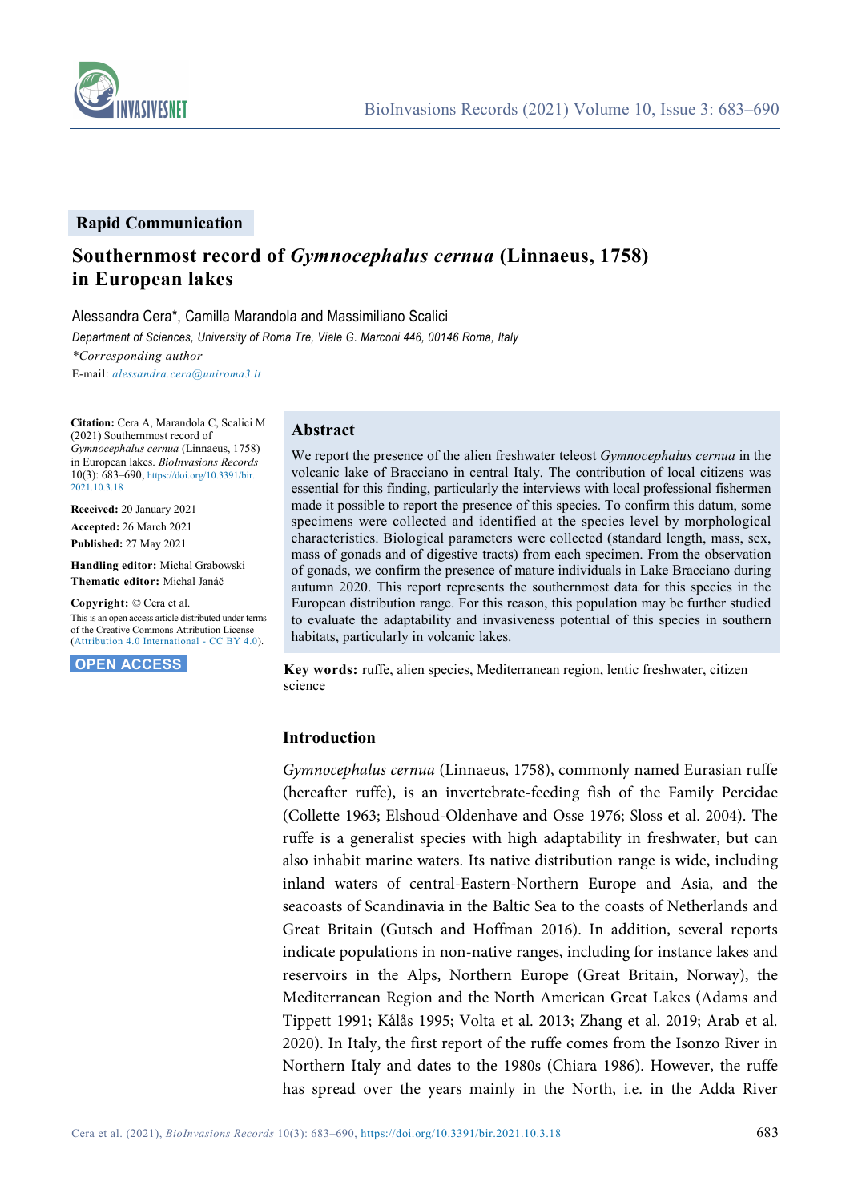**Rapid Communication**

# Southernmost record of *Gymnocephalus cernua* (Linnaeus, 1758) in European lakes

Alessandra Cera*, Camilla Marandola and Massimiliano Scalici

*Department of Sciences, University of Roma Tre, Viale G. Marconi 446, 00146 Roma, Italy*

*\*Corresponding author*

E-mail: *alessandra.cera@uniroma3.it*

**Citation:** Cera A, Marandola C, Scalici M (2021) Southernmost record of *Gymnocephalus cernua* (Linnaeus, 1758) in European lakes. *BioInvasions Records* 10(3): 683–690, https://doi.org/10.3391/bir.2021.10.3.18

**Received:** 20 January 2021
**Accepted:** 26 March 2021
**Published:** 27 May 2021

**Handling editor:** Michal Grabowski
**Thematic editor:** Michal Janáč

**Copyright:** © Cera et al.
This is an open access article distributed under terms of the Creative Commons Attribution License (Attribution 4.0 International - CC BY 4.0).

**OPEN ACCESS**

## Abstract

We report the presence of the alien freshwater teleost *Gymnocephalus cernua* in the volcanic lake of Bracciano in central Italy. The contribution of local citizens was essential for this finding, particularly the interviews with local professional fishermen made it possible to report the presence of this species. To confirm this datum, some specimens were collected and identified at the species level by morphological characteristics. Biological parameters were collected (standard length, mass, sex, mass of gonads and of digestive tracts) from each specimen. From the observation of gonads, we confirm the presence of mature individuals in Lake Bracciano during autumn 2020. This report represents the southernmost data for this species in the European distribution range. For this reason, this population may be further studied to evaluate the adaptability and invasiveness potential of this species in southern habitats, particularly in volcanic lakes.

**Key words:** ruffe, alien species, Mediterranean region, lentic freshwater, citizen science

## Introduction

*Gymnocephalus cernua* (Linnaeus, 1758), commonly named Eurasian ruffe (hereafter ruffe), is an invertebrate-feeding fish of the Family Percidae (Collette 1963; Elshoud-Oldenhave and Osse 1976; Sloss et al. 2004). The ruffe is a generalist species with high adaptability in freshwater, but can also inhabit marine waters. Its native distribution range is wide, including inland waters of central-Eastern-Northern Europe and Asia, and the seacoasts of Scandinavia in the Baltic Sea to the coasts of Netherlands and Great Britain (Gutsch and Hoffman 2016). In addition, several reports indicate populations in non-native ranges, including for instance lakes and reservoirs in the Alps, Northern Europe (Great Britain, Norway), the Mediterranean Region and the North American Great Lakes (Adams and Tippett 1991; Kålås 1995; Volta et al. 2013; Zhang et al. 2019; Arab et al. 2020). In Italy, the first report of the ruffe comes from the Isonzo River in Northern Italy and dates to the 1980s (Chiara 1986). However, the ruffe has spread over the years mainly in the North, i.e. in the Adda River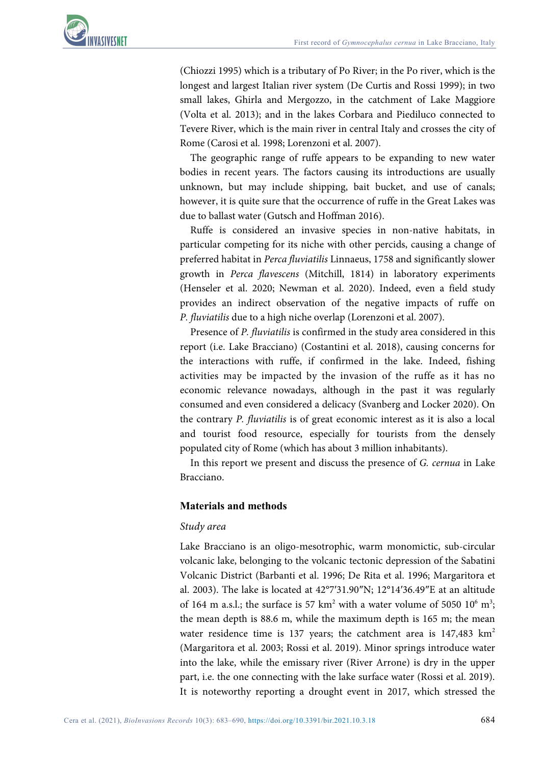(Chiozzi 1995) which is a tributary of Po River; in the Po river, which is the longest and largest Italian river system (De Curtis and Rossi 1999); in two small lakes, Ghirla and Mergozzo, in the catchment of Lake Maggiore (Volta et al. 2013); and in the lakes Corbara and Piediluco connected to Tevere River, which is the main river in central Italy and crosses the city of Rome (Carosi et al. 1998; Lorenzoni et al. 2007).

The geographic range of ruffe appears to be expanding to new water bodies in recent years. The factors causing its introductions are usually unknown, but may include shipping, bait bucket, and use of canals; however, it is quite sure that the occurrence of ruffe in the Great Lakes was due to ballast water (Gutsch and Hoffman 2016).

Ruffe is considered an invasive species in non-native habitats, in particular competing for its niche with other percids, causing a change of preferred habitat in *Perca fluviatilis* Linnaeus, 1758 and significantly slower growth in *Perca flavescens* (Mitchill, 1814) in laboratory experiments (Henseler et al. 2020; Newman et al. 2020). Indeed, even a field study provides an indirect observation of the negative impacts of ruffe on *P. fluviatilis* due to a high niche overlap (Lorenzoni et al. 2007).

Presence of *P. fluviatilis* is confirmed in the study area considered in this report (i.e. Lake Bracciano) (Costantini et al. 2018), causing concerns for the interactions with ruffe, if confirmed in the lake. Indeed, fishing activities may be impacted by the invasion of the ruffe as it has no economic relevance nowadays, although in the past it was regularly consumed and even considered a delicacy (Svanberg and Locker 2020). On the contrary *P. fluviatilis* is of great economic interest as it is also a local and tourist food resource, especially for tourists from the densely populated city of Rome (which has about 3 million inhabitants).

In this report we present and discuss the presence of *G. cernua* in Lake Bracciano.

## Materials and methods

### *Study area*

Lake Bracciano is an oligo-mesotrophic, warm monomictic, sub-circular volcanic lake, belonging to the volcanic tectonic depression of the Sabatini Volcanic District (Barbanti et al. 1996; De Rita et al. 1996; Margaritora et al. 2003). The lake is located at 42°7′31.90″N; 12°14′36.49″E at an altitude of 164 m a.s.l.; the surface is 57 $km^2$ with a water volume of 5050 $10^6$ $m^3$; the mean depth is 88.6 m, while the maximum depth is 165 m; the mean water residence time is 137 years; the catchment area is 147,483 $km^2$ (Margaritora et al. 2003; Rossi et al. 2019). Minor springs introduce water into the lake, while the emissary river (River Arrone) is dry in the upper part, i.e. the one connecting with the lake surface water (Rossi et al. 2019). It is noteworthy reporting a drought event in 2017, which stressed the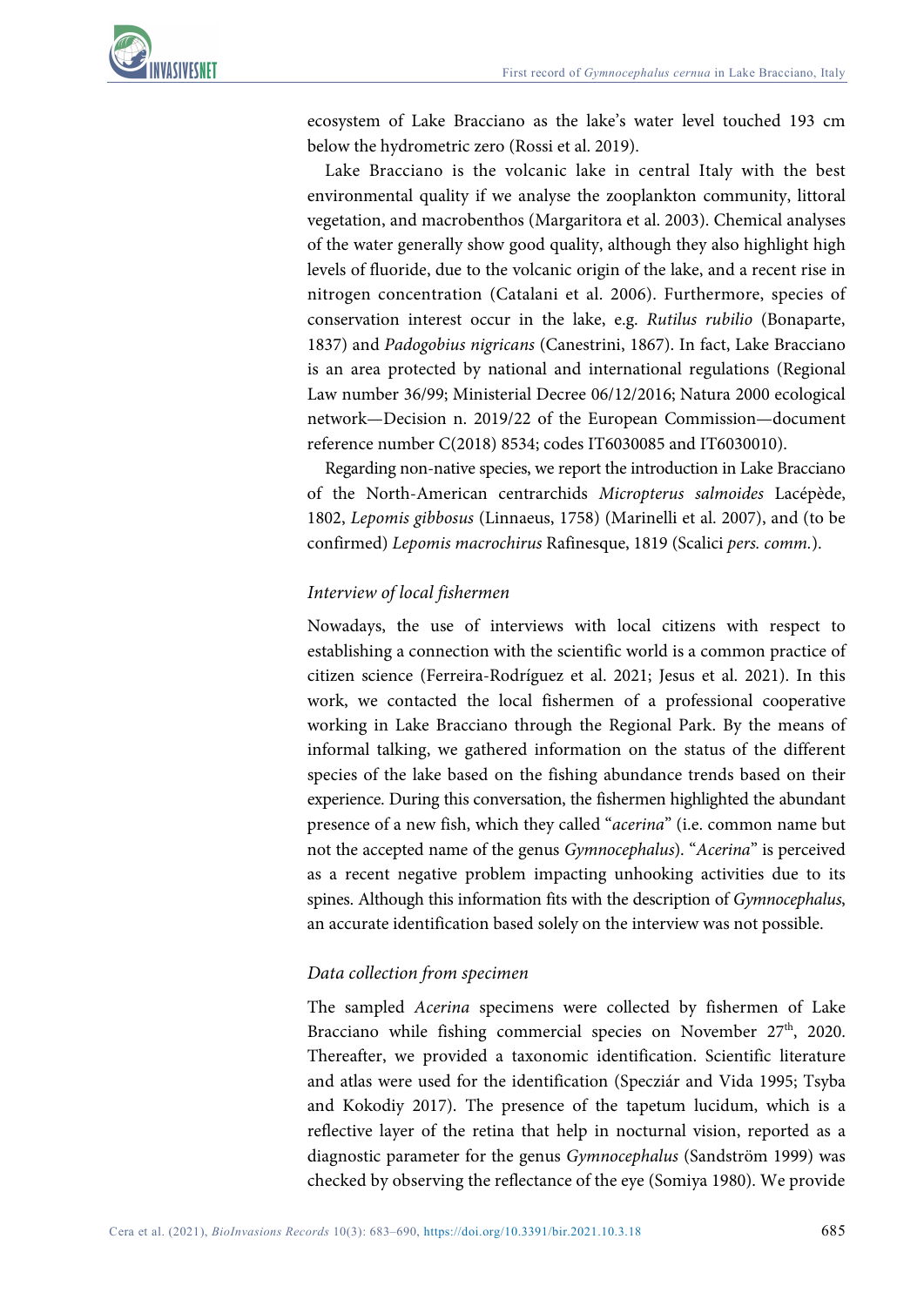ecosystem of Lake Bracciano as the lake's water level touched 193 cm below the hydrometric zero (Rossi et al. 2019).

Lake Bracciano is the volcanic lake in central Italy with the best environmental quality if we analyse the zooplankton community, littoral vegetation, and macrobenthos (Margaritora et al. 2003). Chemical analyses of the water generally show good quality, although they also highlight high levels of fluoride, due to the volcanic origin of the lake, and a recent rise in nitrogen concentration (Catalani et al. 2006). Furthermore, species of conservation interest occur in the lake, e.g. *Rutilus rubilio* (Bonaparte, 1837) and *Padogobius nigricans* (Canestrini, 1867). In fact, Lake Bracciano is an area protected by national and international regulations (Regional Law number 36/99; Ministerial Decree 06/12/2016; Natura 2000 ecological network—Decision n. 2019/22 of the European Commission—document reference number C(2018) 8534; codes IT6030085 and IT6030010).

Regarding non-native species, we report the introduction in Lake Bracciano of the North-American centrarchids *Micropterus salmoides* Lacépède, 1802, *Lepomis gibbosus* (Linnaeus, 1758) (Marinelli et al. 2007), and (to be confirmed) *Lepomis macrochirus* Rafinesque, 1819 (Scalici *pers. comm.*).

### *Interview of local fishermen*

Nowadays, the use of interviews with local citizens with respect to establishing a connection with the scientific world is a common practice of citizen science (Ferreira-Rodríguez et al. 2021; Jesus et al. 2021). In this work, we contacted the local fishermen of a professional cooperative working in Lake Bracciano through the Regional Park. By the means of informal talking, we gathered information on the status of the different species of the lake based on the fishing abundance trends based on their experience. During this conversation, the fishermen highlighted the abundant presence of a new fish, which they called "*acerina*" (i.e. common name but not the accepted name of the genus *Gymnocephalus*). "*Acerina*" is perceived as a recent negative problem impacting unhooking activities due to its spines. Although this information fits with the description of *Gymnocephalus*, an accurate identification based solely on the interview was not possible.

### *Data collection from specimen*

The sampled *Acerina* specimens were collected by fishermen of Lake Bracciano while fishing commercial species on November 27th, 2020. Thereafter, we provided a taxonomic identification. Scientific literature and atlas were used for the identification (Specziár and Vida 1995; Tsyba and Kokodiy 2017). The presence of the tapetum lucidum, which is a reflective layer of the retina that help in nocturnal vision, reported as a diagnostic parameter for the genus *Gymnocephalus* (Sandström 1999) was checked by observing the reflectance of the eye (Somiya 1980). We provide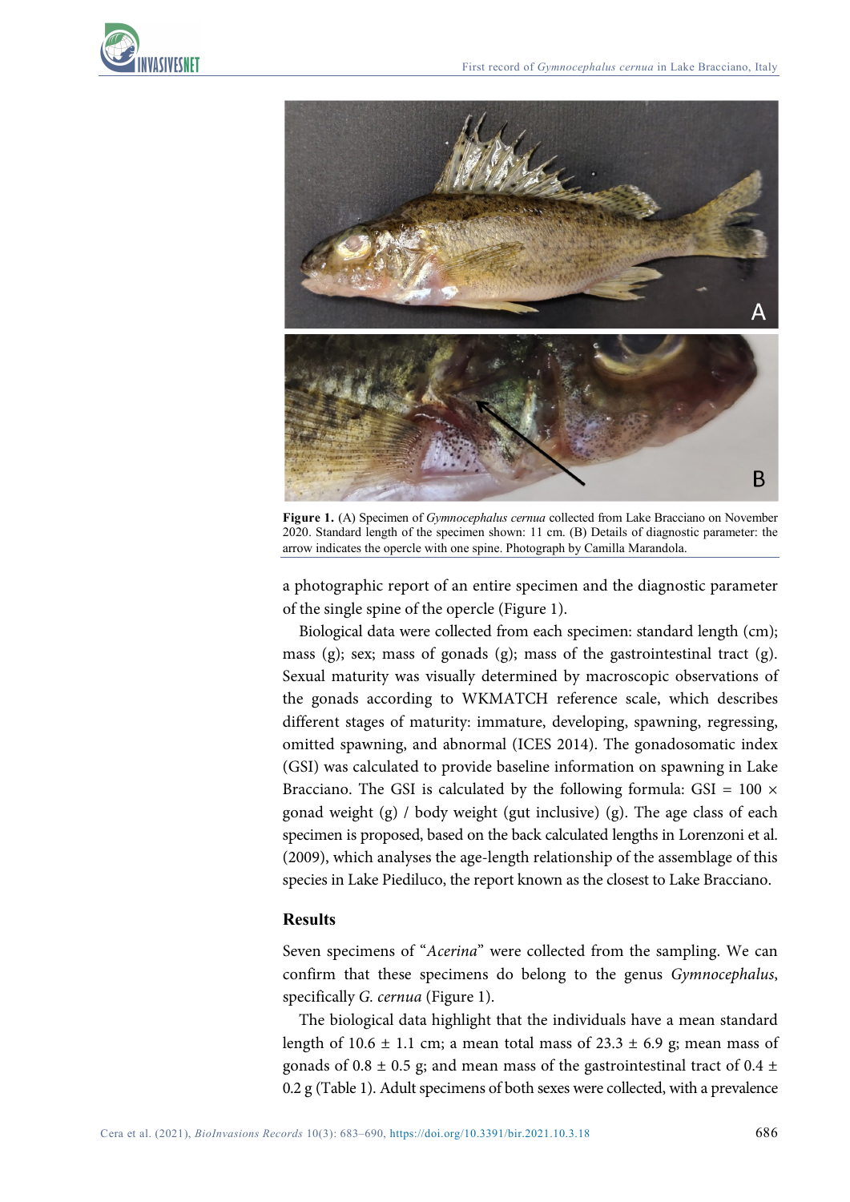**Figure 1.** (A) Specimen of *Gymnocephalus cernua* collected from Lake Bracciano on November 2020. Standard length of the specimen shown: 11 cm. (B) Details of diagnostic parameter: the arrow indicates the opercle with one spine. Photograph by Camilla Marandola.

a photographic report of an entire specimen and the diagnostic parameter of the single spine of the opercle (Figure 1).

Biological data were collected from each specimen: standard length (cm); mass (g); sex; mass of gonads (g); mass of the gastrointestinal tract (g). Sexual maturity was visually determined by macroscopic observations of the gonads according to WKMATCH reference scale, which describes different stages of maturity: immature, developing, spawning, regressing, omitted spawning, and abnormal (ICES 2014). The gonadosomatic index (GSI) was calculated to provide baseline information on spawning in Lake Bracciano. The GSI is calculated by the following formula: GSI = 100 × gonad weight (g) / body weight (gut inclusive) (g). The age class of each specimen is proposed, based on the back calculated lengths in Lorenzoni et al. (2009), which analyses the age-length relationship of the assemblage of this species in Lake Piediluco, the report known as the closest to Lake Bracciano.

## Results

Seven specimens of "*Acerina*" were collected from the sampling. We can confirm that these specimens do belong to the genus *Gymnocephalus*, specifically *G. cernua* (Figure 1).

The biological data highlight that the individuals have a mean standard length of 10.6 ± 1.1 cm; a mean total mass of 23.3 ± 6.9 g; mean mass of gonads of 0.8 ± 0.5 g; and mean mass of the gastrointestinal tract of 0.4 ± 0.2 g (Table 1). Adult specimens of both sexes were collected, with a prevalence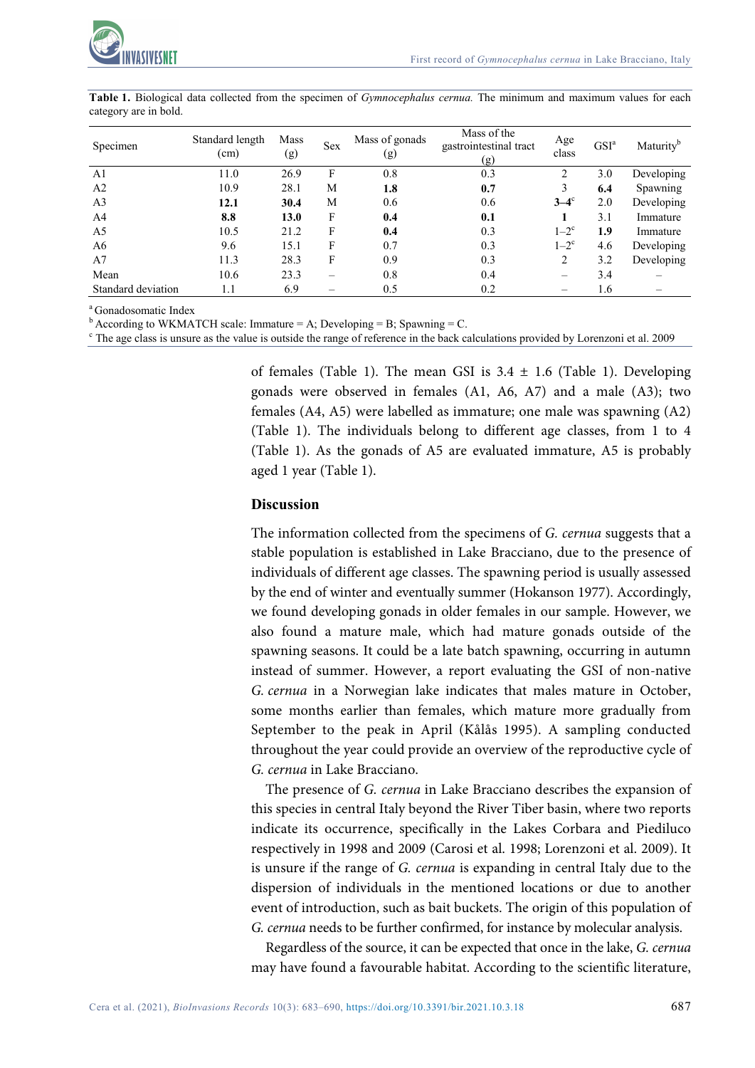**Table 1.** Biological data collected from the specimen of *Gymnocephalus cernua.* The minimum and maximum values for each category are in bold.

| Specimen | Standard length (cm) | Mass (g) | Sex | Mass of gonads (g) | Mass of the gastrointestinal tract (g) | Age class | GSI[a] | Maturity[b] |
|---|---|---|---|---|---|---|---|---|
| A1 | 11.0 | 26.9 | F | 0.8 | 0.3 | 2 | 3.0 | Developing |
| A2 | 10.9 | 28.1 | M | **1.8** | **0.7** | 3 | **6.4** | Spawning |
| A3 | **12.1** | **30.4** | M | 0.6 | 0.6 | **3–4**[c] | 2.0 | Developing |
| A4 | **8.8** | **13.0** | F | **0.4** | **0.1** | **1** | 3.1 | Immature |
| A5 | 10.5 | 21.2 | F | **0.4** | 0.3 | 1–2[c] | **1.9** | Immature |
| A6 | 9.6 | 15.1 | F | 0.7 | 0.3 | 1–2[c] | 4.6 | Developing |
| A7 | 11.3 | 28.3 | F | 0.9 | 0.3 | 2 | 3.2 | Developing |
| Mean | 10.6 | 23.3 | – | 0.8 | 0.4 | – | 3.4 | – |
| Standard deviation | 1.1 | 6.9 | – | 0.5 | 0.2 | – | 1.6 | – |

[a] Gonadosomatic Index
[b] According to WKMATCH scale: Immature = A; Developing = B; Spawning = C.
[c] The age class is unsure as the value is outside the range of reference in the back calculations provided by Lorenzoni et al. 2009

of females (Table 1). The mean GSI is 3.4 ± 1.6 (Table 1). Developing gonads were observed in females (A1, A6, A7) and a male (A3); two females (A4, A5) were labelled as immature; one male was spawning (A2) (Table 1). The individuals belong to different age classes, from 1 to 4 (Table 1). As the gonads of A5 are evaluated immature, A5 is probably aged 1 year (Table 1).

## Discussion

The information collected from the specimens of *G. cernua* suggests that a stable population is established in Lake Bracciano, due to the presence of individuals of different age classes. The spawning period is usually assessed by the end of winter and eventually summer (Hokanson 1977). Accordingly, we found developing gonads in older females in our sample. However, we also found a mature male, which had mature gonads outside of the spawning seasons. It could be a late batch spawning, occurring in autumn instead of summer. However, a report evaluating the GSI of non-native *G. cernua* in a Norwegian lake indicates that males mature in October, some months earlier than females, which mature more gradually from September to the peak in April (Kålås 1995). A sampling conducted throughout the year could provide an overview of the reproductive cycle of *G. cernua* in Lake Bracciano.

The presence of *G. cernua* in Lake Bracciano describes the expansion of this species in central Italy beyond the River Tiber basin, where two reports indicate its occurrence, specifically in the Lakes Corbara and Piediluco respectively in 1998 and 2009 (Carosi et al. 1998; Lorenzoni et al. 2009). It is unsure if the range of *G. cernua* is expanding in central Italy due to the dispersion of individuals in the mentioned locations or due to another event of introduction, such as bait buckets. The origin of this population of *G. cernua* needs to be further confirmed, for instance by molecular analysis.

Regardless of the source, it can be expected that once in the lake, *G. cernua* may have found a favourable habitat. According to the scientific literature,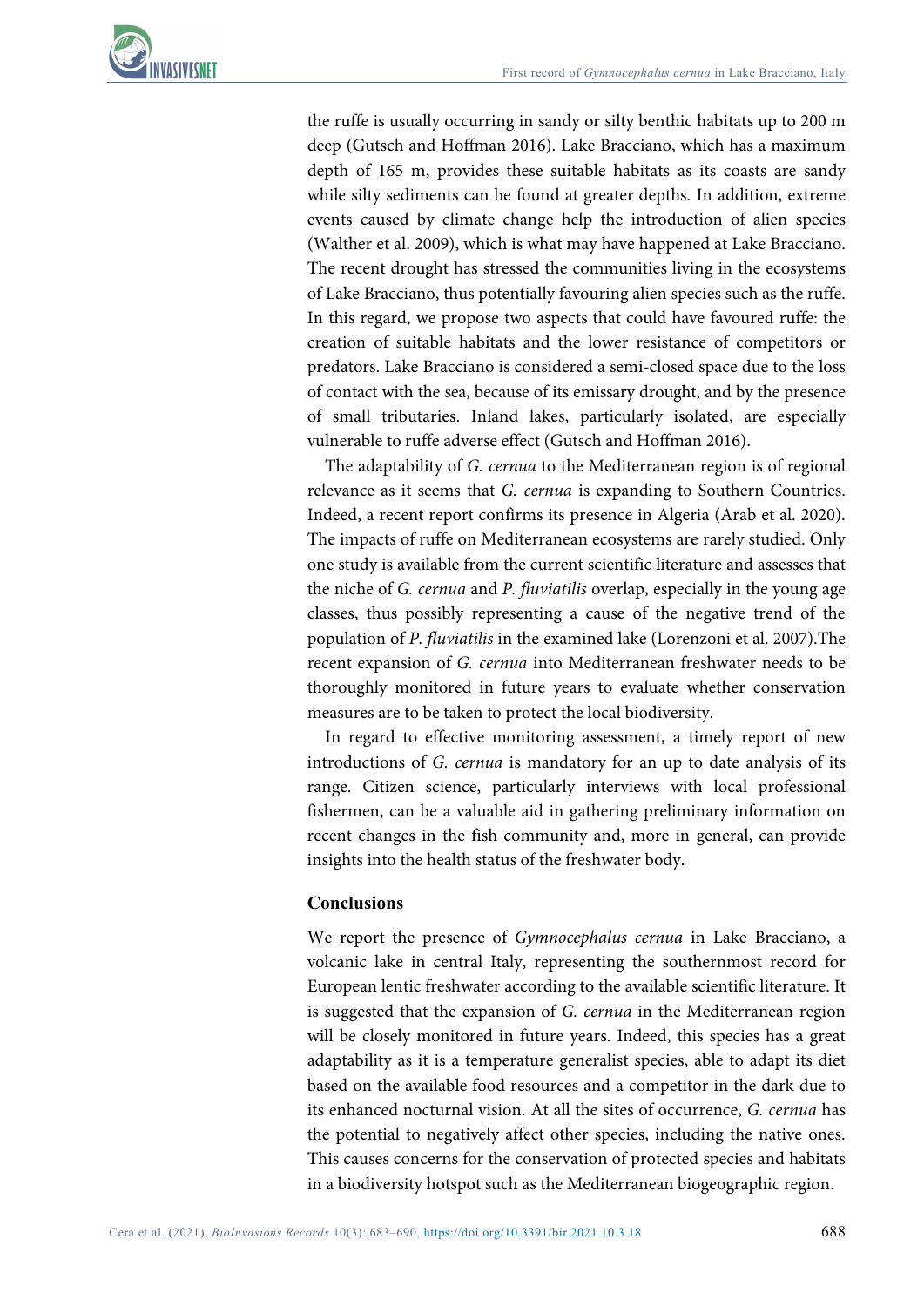the ruffe is usually occurring in sandy or silty benthic habitats up to 200 m deep (Gutsch and Hoffman 2016). Lake Bracciano, which has a maximum depth of 165 m, provides these suitable habitats as its coasts are sandy while silty sediments can be found at greater depths. In addition, extreme events caused by climate change help the introduction of alien species (Walther et al. 2009), which is what may have happened at Lake Bracciano. The recent drought has stressed the communities living in the ecosystems of Lake Bracciano, thus potentially favouring alien species such as the ruffe. In this regard, we propose two aspects that could have favoured ruffe: the creation of suitable habitats and the lower resistance of competitors or predators. Lake Bracciano is considered a semi-closed space due to the loss of contact with the sea, because of its emissary drought, and by the presence of small tributaries. Inland lakes, particularly isolated, are especially vulnerable to ruffe adverse effect (Gutsch and Hoffman 2016).

The adaptability of *G. cernua* to the Mediterranean region is of regional relevance as it seems that *G. cernua* is expanding to Southern Countries. Indeed, a recent report confirms its presence in Algeria (Arab et al. 2020). The impacts of ruffe on Mediterranean ecosystems are rarely studied. Only one study is available from the current scientific literature and assesses that the niche of *G. cernua* and *P. fluviatilis* overlap, especially in the young age classes, thus possibly representing a cause of the negative trend of the population of *P. fluviatilis* in the examined lake (Lorenzoni et al. 2007).The recent expansion of *G. cernua* into Mediterranean freshwater needs to be thoroughly monitored in future years to evaluate whether conservation measures are to be taken to protect the local biodiversity.

In regard to effective monitoring assessment, a timely report of new introductions of *G. cernua* is mandatory for an up to date analysis of its range. Citizen science, particularly interviews with local professional fishermen, can be a valuable aid in gathering preliminary information on recent changes in the fish community and, more in general, can provide insights into the health status of the freshwater body.

## Conclusions

We report the presence of *Gymnocephalus cernua* in Lake Bracciano, a volcanic lake in central Italy, representing the southernmost record for European lentic freshwater according to the available scientific literature. It is suggested that the expansion of *G. cernua* in the Mediterranean region will be closely monitored in future years. Indeed, this species has a great adaptability as it is a temperature generalist species, able to adapt its diet based on the available food resources and a competitor in the dark due to its enhanced nocturnal vision. At all the sites of occurrence, *G. cernua* has the potential to negatively affect other species, including the native ones. This causes concerns for the conservation of protected species and habitats in a biodiversity hotspot such as the Mediterranean biogeographic region.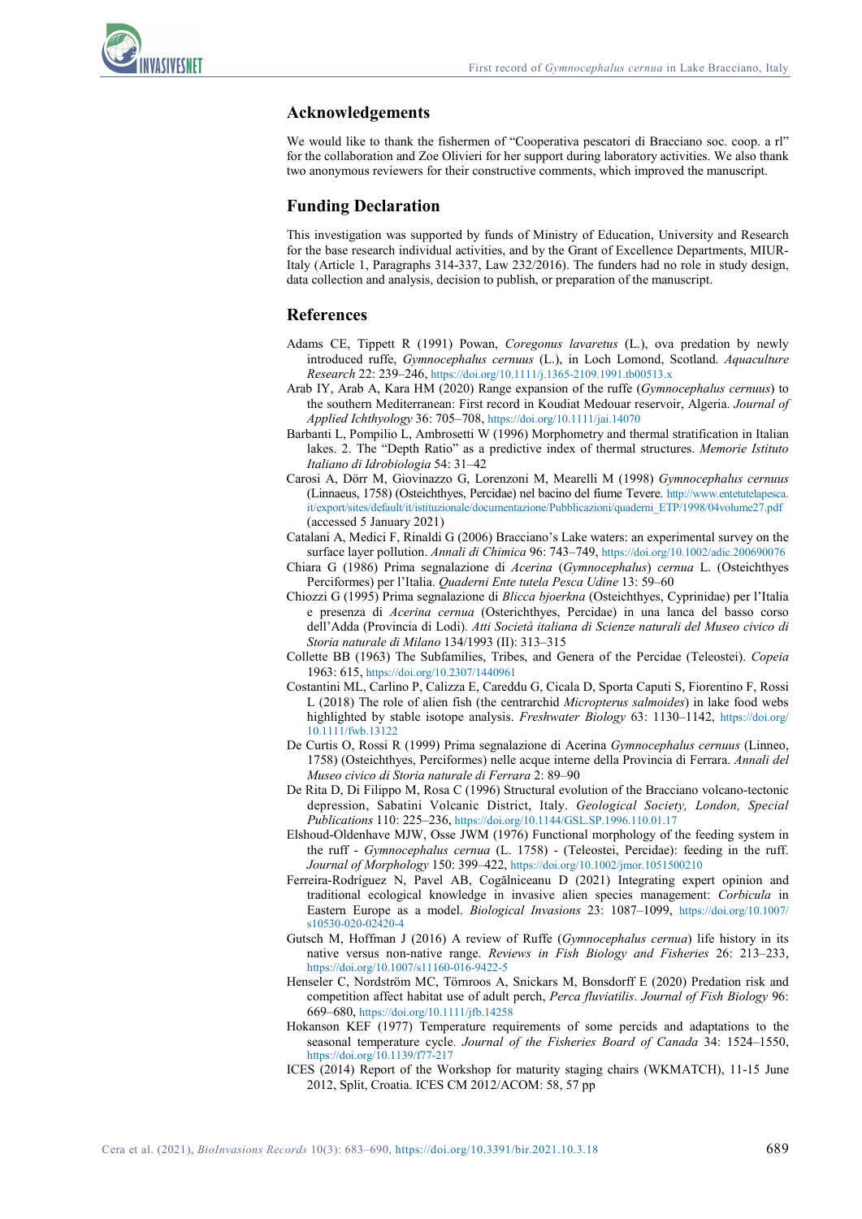## Acknowledgements

We would like to thank the fishermen of "Cooperativa pescatori di Bracciano soc. coop. a rl" for the collaboration and Zoe Olivieri for her support during laboratory activities. We also thank two anonymous reviewers for their constructive comments, which improved the manuscript.

## Funding Declaration

This investigation was supported by funds of Ministry of Education, University and Research for the base research individual activities, and by the Grant of Excellence Departments, MIUR-Italy (Article 1, Paragraphs 314-337, Law 232/2016). The funders had no role in study design, data collection and analysis, decision to publish, or preparation of the manuscript.

## References

Adams CE, Tippett R (1991) Powan, *Coregonus lavaretus* (L.), ova predation by newly introduced ruffe, *Gymnocephalus cernuus* (L.), in Loch Lomond, Scotland. *Aquaculture Research* 22: 239–246, https://doi.org/10.1111/j.1365-2109.1991.tb00513.x

Arab IY, Arab A, Kara HM (2020) Range expansion of the ruffe (*Gymnocephalus cernuus*) to the southern Mediterranean: First record in Koudiat Medouar reservoir, Algeria. *Journal of Applied Ichthyology* 36: 705–708, https://doi.org/10.1111/jai.14070

Barbanti L, Pompilio L, Ambrosetti W (1996) Morphometry and thermal stratification in Italian lakes. 2. The "Depth Ratio" as a predictive index of thermal structures. *Memorie Istituto Italiano di Idrobiologia* 54: 31–42

Carosi A, Dörr M, Giovinazzo G, Lorenzoni M, Mearelli M (1998) *Gymnocephalus cernuus* (Linnaeus, 1758) (Osteichthyes, Percidae) nel bacino del fiume Tevere. http://www.entetutelapesca.it/export/sites/default/it/istituzionale/documentazione/Pubblicazioni/quaderni_ETP/1998/04volume27.pdf (accessed 5 January 2021)

Catalani A, Medici F, Rinaldi G (2006) Bracciano's Lake waters: an experimental survey on the surface layer pollution. *Annali di Chimica* 96: 743–749, https://doi.org/10.1002/adic.200690076

Chiara G (1986) Prima segnalazione di *Acerina* (*Gymnocephalus*) *cernua* L. (Osteichthyes Perciformes) per l'Italia. *Quaderni Ente tutela Pesca Udine* 13: 59–60

Chiozzi G (1995) Prima segnalazione di *Blicca bjoerkna* (Osteichthyes, Cyprinidae) per l'Italia e presenza di *Acerina cernua* (Osterichthyes, Percidae) in una lanca del basso corso dell'Adda (Provincia di Lodi). *Atti Società italiana di Scienze naturali del Museo civico di Storia naturale di Milano* 134/1993 (II): 313–315

Collette BB (1963) The Subfamilies, Tribes, and Genera of the Percidae (Teleostei). *Copeia* 1963: 615, https://doi.org/10.2307/1440961

Costantini ML, Carlino P, Calizza E, Careddu G, Cicala D, Sporta Caputi S, Fiorentino F, Rossi L (2018) The role of alien fish (the centrarchid *Micropterus salmoides*) in lake food webs highlighted by stable isotope analysis. *Freshwater Biology* 63: 1130–1142, https://doi.org/10.1111/fwb.13122

De Curtis O, Rossi R (1999) Prima segnalazione di Acerina *Gymnocephalus cernuus* (Linneo, 1758) (Osteichthyes, Perciformes) nelle acque interne della Provincia di Ferrara. *Annali del Museo civico di Storia naturale di Ferrara* 2: 89–90

De Rita D, Di Filippo M, Rosa C (1996) Structural evolution of the Bracciano volcano-tectonic depression, Sabatini Volcanic District, Italy. *Geological Society, London, Special Publications* 110: 225–236, https://doi.org/10.1144/GSL.SP.1996.110.01.17

Elshoud-Oldenhave MJW, Osse JWM (1976) Functional morphology of the feeding system in the ruff - *Gymnocephalus cernua* (L. 1758) - (Teleostei, Percidae): feeding in the ruff. *Journal of Morphology* 150: 399–422, https://doi.org/10.1002/jmor.1051500210

Ferreira-Rodríguez N, Pavel AB, Cogălniceanu D (2021) Integrating expert opinion and traditional ecological knowledge in invasive alien species management: *Corbicula* in Eastern Europe as a model. *Biological Invasions* 23: 1087–1099, https://doi.org/10.1007/s10530-020-02420-4

Gutsch M, Hoffman J (2016) A review of Ruffe (*Gymnocephalus cernua*) life history in its native versus non-native range. *Reviews in Fish Biology and Fisheries* 26: 213–233, https://doi.org/10.1007/s11160-016-9422-5

Henseler C, Nordström MC, Törnroos A, Snickars M, Bonsdorff E (2020) Predation risk and competition affect habitat use of adult perch, *Perca fluviatilis*. *Journal of Fish Biology* 96: 669–680, https://doi.org/10.1111/jfb.14258

Hokanson KEF (1977) Temperature requirements of some percids and adaptations to the seasonal temperature cycle. *Journal of the Fisheries Board of Canada* 34: 1524–1550, https://doi.org/10.1139/f77-217

ICES (2014) Report of the Workshop for maturity staging chairs (WKMATCH), 11-15 June 2012, Split, Croatia. ICES CM 2012/ACOM: 58, 57 pp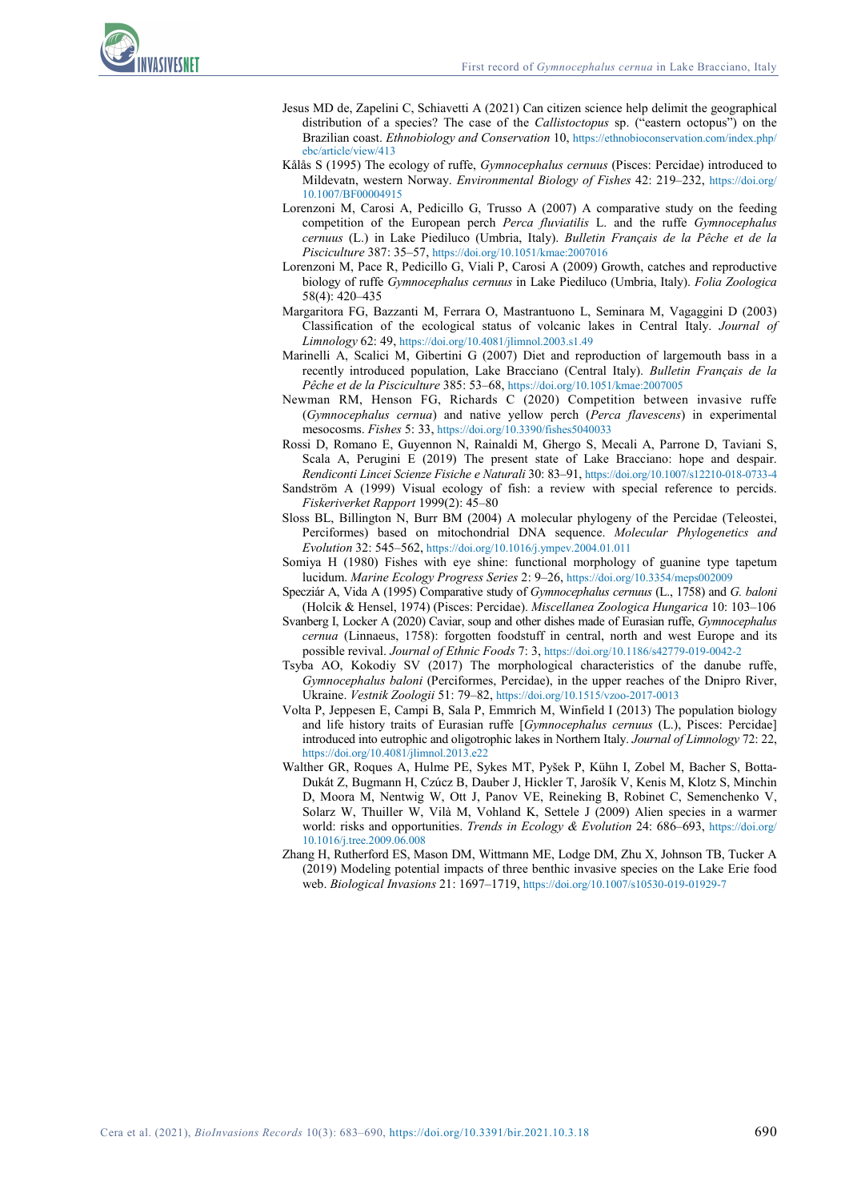Jesus MD de, Zapelini C, Schiavetti A (2021) Can citizen science help delimit the geographical distribution of a species? The case of the *Callistoctopus* sp. ("eastern octopus") on the Brazilian coast. *Ethnobiology and Conservation* 10, https://ethnobioconservation.com/index.php/ebc/article/view/413

Kålås S (1995) The ecology of ruffe, *Gymnocephalus cernuus* (Pisces: Percidae) introduced to Mildevatn, western Norway. *Environmental Biology of Fishes* 42: 219–232, https://doi.org/10.1007/BF00004915

Lorenzoni M, Carosi A, Pedicillo G, Trusso A (2007) A comparative study on the feeding competition of the European perch *Perca fluviatilis* L. and the ruffe *Gymnocephalus cernuus* (L.) in Lake Piediluco (Umbria, Italy). *Bulletin Français de la Pêche et de la Pisciculture* 387: 35–57, https://doi.org/10.1051/kmae:2007016

Lorenzoni M, Pace R, Pedicillo G, Viali P, Carosi A (2009) Growth, catches and reproductive biology of ruffe *Gymnocephalus cernuus* in Lake Piediluco (Umbria, Italy). *Folia Zoologica* 58(4): 420–435

Margaritora FG, Bazzanti M, Ferrara O, Mastrantuono L, Seminara M, Vagaggini D (2003) Classification of the ecological status of volcanic lakes in Central Italy. *Journal of Limnology* 62: 49, https://doi.org/10.4081/jlimnol.2003.s1.49

Marinelli A, Scalici M, Gibertini G (2007) Diet and reproduction of largemouth bass in a recently introduced population, Lake Bracciano (Central Italy). *Bulletin Français de la Pêche et de la Pisciculture* 385: 53–68, https://doi.org/10.1051/kmae:2007005

Newman RM, Henson FG, Richards C (2020) Competition between invasive ruffe (*Gymnocephalus cernua*) and native yellow perch (*Perca flavescens*) in experimental mesocosms. *Fishes* 5: 33, https://doi.org/10.3390/fishes5040033

Rossi D, Romano E, Guyennon N, Rainaldi M, Ghergo S, Mecali A, Parrone D, Taviani S, Scala A, Perugini E (2019) The present state of Lake Bracciano: hope and despair. *Rendiconti Lincei Scienze Fisiche e Naturali* 30: 83–91, https://doi.org/10.1007/s12210-018-0733-4

Sandström A (1999) Visual ecology of fish: a review with special reference to percids. *Fiskeriverket Rapport* 1999(2): 45–80

Sloss BL, Billington N, Burr BM (2004) A molecular phylogeny of the Percidae (Teleostei, Perciformes) based on mitochondrial DNA sequence. *Molecular Phylogenetics and Evolution* 32: 545–562, https://doi.org/10.1016/j.ympev.2004.01.011

Somiya H (1980) Fishes with eye shine: functional morphology of guanine type tapetum lucidum. *Marine Ecology Progress Series* 2: 9–26, https://doi.org/10.3354/meps002009

Specziár A, Vida A (1995) Comparative study of *Gymnocephalus cernuus* (L., 1758) and *G. baloni* (Holcik & Hensel, 1974) (Pisces: Percidae). *Miscellanea Zoologica Hungarica* 10: 103–106

Svanberg I, Locker A (2020) Caviar, soup and other dishes made of Eurasian ruffe, *Gymnocephalus cernua* (Linnaeus, 1758): forgotten foodstuff in central, north and west Europe and its possible revival. *Journal of Ethnic Foods* 7: 3, https://doi.org/10.1186/s42779-019-0042-2

Tsyba AO, Kokodiy SV (2017) The morphological characteristics of the danube ruffe, *Gymnocephalus baloni* (Perciformes, Percidae), in the upper reaches of the Dnipro River, Ukraine. *Vestnik Zoologii* 51: 79–82, https://doi.org/10.1515/vzoo-2017-0013

Volta P, Jeppesen E, Campi B, Sala P, Emmrich M, Winfield I (2013) The population biology and life history traits of Eurasian ruffe [*Gymnocephalus cernuus* (L.), Pisces: Percidae] introduced into eutrophic and oligotrophic lakes in Northern Italy. *Journal of Limnology* 72: 22, https://doi.org/10.4081/jlimnol.2013.e22

Walther GR, Roques A, Hulme PE, Sykes MT, Pyšek P, Kühn I, Zobel M, Bacher S, Botta-Dukát Z, Bugmann H, Czúcz B, Dauber J, Hickler T, Jarošík V, Kenis M, Klotz S, Minchin D, Moora M, Nentwig W, Ott J, Panov VE, Reineking B, Robinet C, Semenchenko V, Solarz W, Thuiller W, Vilà M, Vohland K, Settele J (2009) Alien species in a warmer world: risks and opportunities. *Trends in Ecology & Evolution* 24: 686–693, https://doi.org/10.1016/j.tree.2009.06.008

Zhang H, Rutherford ES, Mason DM, Wittmann ME, Lodge DM, Zhu X, Johnson TB, Tucker A (2019) Modeling potential impacts of three benthic invasive species on the Lake Erie food web. *Biological Invasions* 21: 1697–1719, https://doi.org/10.1007/s10530-019-01929-7